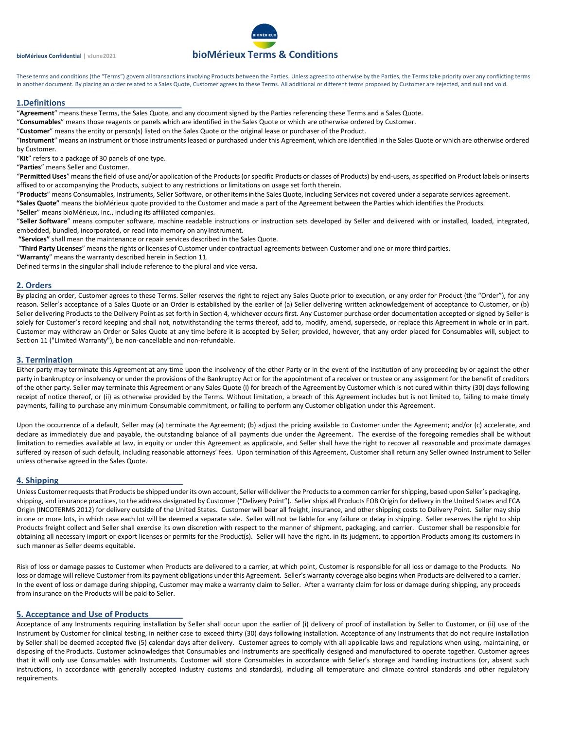# bioMérieux Terms & Conditions

These terms and conditions (the "Terms") govern all transactions involving Products between the Parties. Unless agreed to otherwise by the Parties, the Terms take priority over any conflicting terms in another document. By placing an order related to a Sales Quote, Customer agrees to these Terms. All additional or different terms proposed by Customer are rejected, and null and void.

## 1. Definitions

"**Agreement**" means these Terms, the Sales Quote, and any document signed by the Parties referencing these Terms and a Sales Quote.

"**Consumables**" means those reagents or panels which are identified in the Sales Quote or which are otherwise ordered by Customer.

"**Customer**" means the entity or person(s) listed on the Sales Quote or the original lease or purchaser of the Product.

"**Instrument**" means an instrument or those instruments leased or purchased under this Agreement, which are identified in the Sales Quote or which are otherwise ordered by Customer.

"**Kit**" refers to a package of 30 panels of one type.

"**Parties**" means Seller and Customer.

"**Permitted Uses**" means the field of use and/or application of the Products (or specific Products or classes of Products) by end-users, as specified on Product labels or inserts affixed to or accompanying the Products, subject to any restrictions or limitations on usage set forth therein.

"**Products**" means Consumables, Instruments, Seller Software, or other items in the Sales Quote, including Services not covered under a separate services agreement.

**"Sales Quote"** means the bioMérieux quote provided to the Customer and made a part of the Agreement between the Parties which identifies the Products.

"**Seller**" means bioMérieux, Inc., including its affiliated companies.

"**Seller Software**" means computer software, machine readable instructions or instruction sets developed by Seller and delivered with or installed, loaded, integrated, embedded, bundled, incorporated, or read into memory on any Instrument.

**"Services"** shall mean the maintenance or repair services described in the Sales Quote.

"**Third Party Licenses**" means the rights or licenses of Customer under contractual agreements between Customer and one or more third parties.

"**Warranty**" means the warranty described herein in Section 11.

Defined terms in the singular shall include reference to the plural and vice versa.

## 2. Orders

By placing an order, Customer agrees to these Terms. Seller reserves the right to reject any Sales Quote prior to execution, or any order for Product (the "Order"), for any reason. Seller's acceptance of a Sales Quote or an Order is established by the earlier of (a) Seller delivering written acknowledgement of acceptance to Customer, or (b) Seller delivering Products to the Delivery Point as set forth in Section 4, whichever occurs first. Any Customer purchase order documentation accepted or signed by Seller is solely for Customer's record keeping and shall not, notwithstanding the terms thereof, add to, modify, amend, supersede, or replace this Agreement in whole or in part. Customer may withdraw an Order or Sales Quote at any time before it is accepted by Seller; provided, however, that any order placed for Consumables will, subject to Section 11 ("Limited Warranty"), be non-cancellable and non-refundable.

## 3. Termination

Either party may terminate this Agreement at any time upon the insolvency of the other Party or in the event of the institution of any proceeding by or against the other party in bankruptcy or insolvency or under the provisions of the Bankruptcy Act or for the appointment of a receiver or trustee or any assignment for the benefit of creditors of the other party. Seller may terminate this Agreement or any Sales Quote (i) for breach of the Agreement by Customer which is not cured within thirty (30) days following receipt of notice thereof, or (ii) as otherwise provided by the Terms. Without limitation, a breach of this Agreement includes but is not limited to, failing to make timely payments, failing to purchase any minimum Consumable commitment, or failing to perform any Customer obligation under this Agreement.

Upon the occurrence of a default, Seller may (a) terminate the Agreement; (b) adjust the pricing available to Customer under the Agreement; and/or (c) accelerate, and declare as immediately due and payable, the outstanding balance of all payments due under the Agreement. The exercise of the foregoing remedies shall be without limitation to remedies available at law, in equity or under this Agreement as applicable, and Seller shall have the right to recover all reasonable and proximate damages suffered by reason of such default, including reasonable attorneys' fees. Upon termination of this Agreement, Customer shall return any Seller owned Instrument to Seller unless otherwise agreed in the Sales Quote.

## 4. Shipping

Unless Customer requests that Products be shipped under its own account, Seller will deliver the Products to a common carrier for shipping, based upon Seller's packaging, shipping, and insurance practices, to the address designated by Customer ("Delivery Point"). Seller ships all Products FOB Origin for delivery in the United States and FCA Origin (INCOTERMS 2012) for delivery outside of the United States. Customer will bear all freight, insurance, and other shipping costs to Delivery Point. Seller may ship in one or more lots, in which case each lot will be deemed a separate sale. Seller will not be liable for any failure or delay in shipping. Seller reserves the right to ship Products freight collect and Seller shall exercise its own discretion with respect to the manner of shipment, packaging, and carrier. Customer shall be responsible for obtaining all necessary import or export licenses or permits for the Product(s). Seller will have the right, in its judgment, to apportion Products among its customers in such manner as Seller deems equitable.

Risk of loss or damage passes to Customer when Products are delivered to a carrier, at which point, Customer is responsible for all loss or damage to the Products. No loss or damage will relieve Customer from its payment obligations under this Agreement. Seller's warranty coverage also begins when Products are delivered to a carrier. In the event of loss or damage during shipping, Customer may make a warranty claim to Seller. After a warranty claim for loss or damage during shipping, any proceeds from insurance on the Products will be paid to Seller.

## 5. Acceptance and Use of Products

Acceptance of any Instruments requiring installation by Seller shall occur upon the earlier of (i) delivery of proof of installation by Seller to Customer, or (ii) use of the Instrument by Customer for clinical testing, in neither case to exceed thirty (30) days following installation. Acceptance of any Instruments that do not require installation by Seller shall be deemed accepted five (5) calendar days after delivery. Customer agrees to comply with all applicable laws and regulations when using, maintaining, or disposing of the Products. Customer acknowledges that Consumables and Instruments are specifically designed and manufactured to operate together. Customer agrees that it will only use Consumables with Instruments. Customer will store Consumables in accordance with Seller's storage and handling instructions (or, absent such instructions, in accordance with generally accepted industry customs and standards), including all temperature and climate control standards and other regulatory requirements.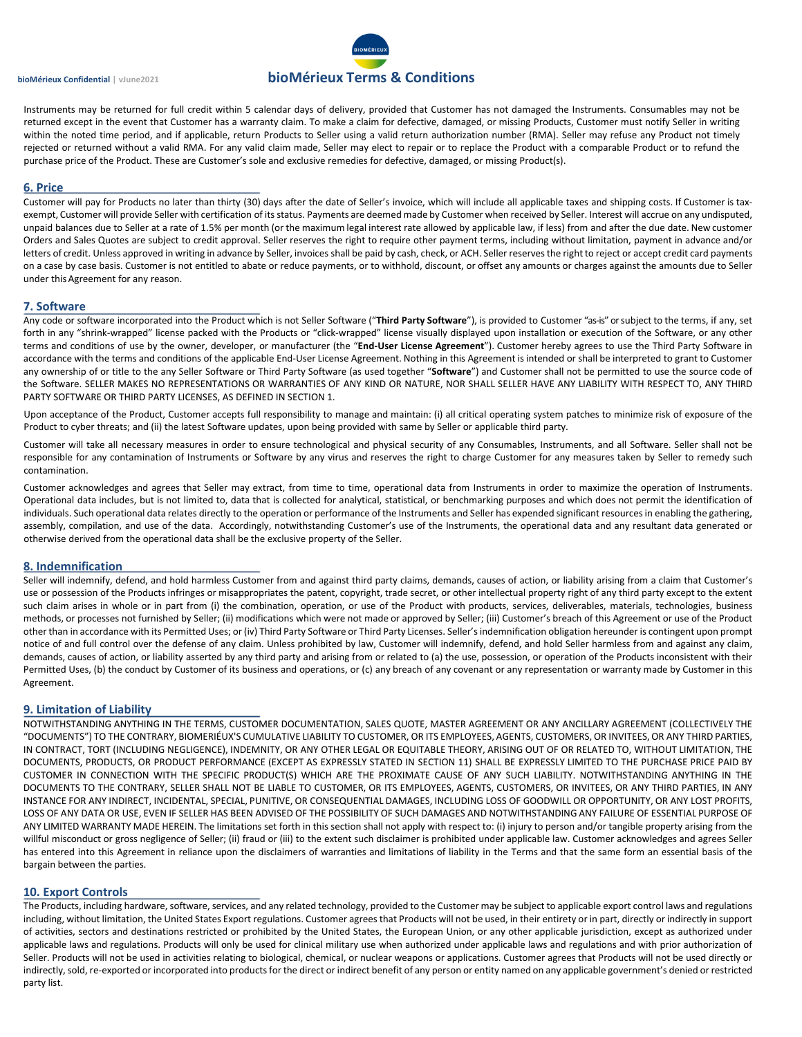Instruments may be returned for full credit within 5 calendar days of delivery, provided that Customer has not damaged the Instruments. Consumables may not be returned except in the event that Customer has a warranty claim. To make a claim for defective, damaged, or missing Products, Customer must notify Seller in writing within the noted time period, and if applicable, return Products to Seller using a valid return authorization number (RMA). Seller may refuse any Product not timely rejected or returned without a valid RMA. For any valid claim made, Seller may elect to repair or to replace the Product with a comparable Product or to refund the purchase price of the Product. These are Customer's sole and exclusive remedies for defective, damaged, or missing Product(s).

## 6. Price

Customer will pay for Products no later than thirty (30) days after the date of Seller's invoice, which will include all applicable taxes and shipping costs. If Customer is tax-exempt, Customer will provide Seller with certification of its status. Payments are deemed made by Customer when received by Seller. Interest will accrue on any undisputed, unpaid balances due to Seller at a rate of 1.5% per month (or the maximum legal interest rate allowed by applicable law, if less) from and after the due date. New customer Orders and Sales Quotes are subject to credit approval. Seller reserves the right to require other payment terms, including without limitation, payment in advance and/or letters of credit. Unless approved in writing in advance by Seller, invoices shall be paid by cash, check, or ACH. Seller reserves the right to reject or accept credit card payments on a case by case basis. Customer is not entitled to abate or reduce payments, or to withhold, discount, or offset any amounts or charges against the amounts due to Seller under this Agreement for any reason.

## 7. Software

Any code or software incorporated into the Product which is not Seller Software ("**Third Party Software**"), is provided to Customer "as-is" or subject to the terms, if any, set forth in any "shrink-wrapped" license packed with the Products or "click-wrapped" license visually displayed upon installation or execution of the Software, or any other terms and conditions of use by the owner, developer, or manufacturer (the "**End-User License Agreement**"). Customer hereby agrees to use the Third Party Software in accordance with the terms and conditions of the applicable End-User License Agreement. Nothing in this Agreement is intended or shall be interpreted to grant to Customer any ownership of or title to the any Seller Software or Third Party Software (as used together "**Software**") and Customer shall not be permitted to use the source code of the Software. SELLER MAKES NO REPRESENTATIONS OR WARRANTIES OF ANY KIND OR NATURE, NOR SHALL SELLER HAVE ANY LIABILITY WITH RESPECT TO, ANY THIRD PARTY SOFTWARE OR THIRD PARTY LICENSES, AS DEFINED IN SECTION 1.

Upon acceptance of the Product, Customer accepts full responsibility to manage and maintain: (i) all critical operating system patches to minimize risk of exposure of the Product to cyber threats; and (ii) the latest Software updates, upon being provided with same by Seller or applicable third party.

Customer will take all necessary measures in order to ensure technological and physical security of any Consumables, Instruments, and all Software. Seller shall not be responsible for any contamination of Instruments or Software by any virus and reserves the right to charge Customer for any measures taken by Seller to remedy such contamination.

Customer acknowledges and agrees that Seller may extract, from time to time, operational data from Instruments in order to maximize the operation of Instruments. Operational data includes, but is not limited to, data that is collected for analytical, statistical, or benchmarking purposes and which does not permit the identification of individuals. Such operational data relates directly to the operation or performance of the Instruments and Seller has expended significant resources in enabling the gathering, assembly, compilation, and use of the data. Accordingly, notwithstanding Customer's use of the Instruments, the operational data and any resultant data generated or otherwise derived from the operational data shall be the exclusive property of the Seller.

## 8. Indemnification

Seller will indemnify, defend, and hold harmless Customer from and against third party claims, demands, causes of action, or liability arising from a claim that Customer's use or possession of the Products infringes or misappropriates the patent, copyright, trade secret, or other intellectual property right of any third party except to the extent such claim arises in whole or in part from (i) the combination, operation, or use of the Product with products, services, deliverables, materials, technologies, business methods, or processes not furnished by Seller; (ii) modifications which were not made or approved by Seller; (iii) Customer's breach of this Agreement or use of the Product other than in accordance with its Permitted Uses; or (iv) Third Party Software or Third Party Licenses. Seller's indemnification obligation hereunder is contingent upon prompt notice of and full control over the defense of any claim. Unless prohibited by law, Customer will indemnify, defend, and hold Seller harmless from and against any claim, demands, causes of action, or liability asserted by any third party and arising from or related to (a) the use, possession, or operation of the Products inconsistent with their Permitted Uses, (b) the conduct by Customer of its business and operations, or (c) any breach of any covenant or any representation or warranty made by Customer in this Agreement.

## 9. Limitation of Liability

NOTWITHSTANDING ANYTHING IN THE TERMS, CUSTOMER DOCUMENTATION, SALES QUOTE, MASTER AGREEMENT OR ANY ANCILLARY AGREEMENT (COLLECTIVELY THE "DOCUMENTS") TO THE CONTRARY, BIOMERIÉUX'S CUMULATIVE LIABILITY TO CUSTOMER, OR ITS EMPLOYEES, AGENTS, CUSTOMERS, OR INVITEES, OR ANY THIRD PARTIES, IN CONTRACT, TORT (INCLUDING NEGLIGENCE), INDEMNITY, OR ANY OTHER LEGAL OR EQUITABLE THEORY, ARISING OUT OF OR RELATED TO, WITHOUT LIMITATION, THE DOCUMENTS, PRODUCTS, OR PRODUCT PERFORMANCE (EXCEPT AS EXPRESSLY STATED IN SECTION 11) SHALL BE EXPRESSLY LIMITED TO THE PURCHASE PRICE PAID BY CUSTOMER IN CONNECTION WITH THE SPECIFIC PRODUCT(S) WHICH ARE THE PROXIMATE CAUSE OF ANY SUCH LIABILITY. NOTWITHSTANDING ANYTHING IN THE DOCUMENTS TO THE CONTRARY, SELLER SHALL NOT BE LIABLE TO CUSTOMER, OR ITS EMPLOYEES, AGENTS, CUSTOMERS, OR INVITEES, OR ANY THIRD PARTIES, IN ANY INSTANCE FOR ANY INDIRECT, INCIDENTAL, SPECIAL, PUNITIVE, OR CONSEQUENTIAL DAMAGES, INCLUDING LOSS OF GOODWILL OR OPPORTUNITY, OR ANY LOST PROFITS, LOSS OF ANY DATA OR USE, EVEN IF SELLER HAS BEEN ADVISED OF THE POSSIBILITY OF SUCH DAMAGES AND NOTWITHSTANDING ANY FAILURE OF ESSENTIAL PURPOSE OF ANY LIMITED WARRANTY MADE HEREIN. The limitations set forth in this section shall not apply with respect to: (i) injury to person and/or tangible property arising from the willful misconduct or gross negligence of Seller; (ii) fraud or (iii) to the extent such disclaimer is prohibited under applicable law. Customer acknowledges and agrees Seller has entered into this Agreement in reliance upon the disclaimers of warranties and limitations of liability in the Terms and that the same form an essential basis of the bargain between the parties.

## 10. Export Controls

The Products, including hardware, software, services, and any related technology, provided to the Customer may be subject to applicable export control laws and regulations including, without limitation, the United States Export regulations. Customer agrees that Products will not be used, in their entirety or in part, directly or indirectly in support of activities, sectors and destinations restricted or prohibited by the United States, the European Union, or any other applicable jurisdiction, except as authorized under applicable laws and regulations. Products will only be used for clinical military use when authorized under applicable laws and regulations and with prior authorization of Seller. Products will not be used in activities relating to biological, chemical, or nuclear weapons or applications. Customer agrees that Products will not be used directly or indirectly, sold, re-exported or incorporated into products for the direct or indirect benefit of any person or entity named on any applicable government's denied or restricted party list.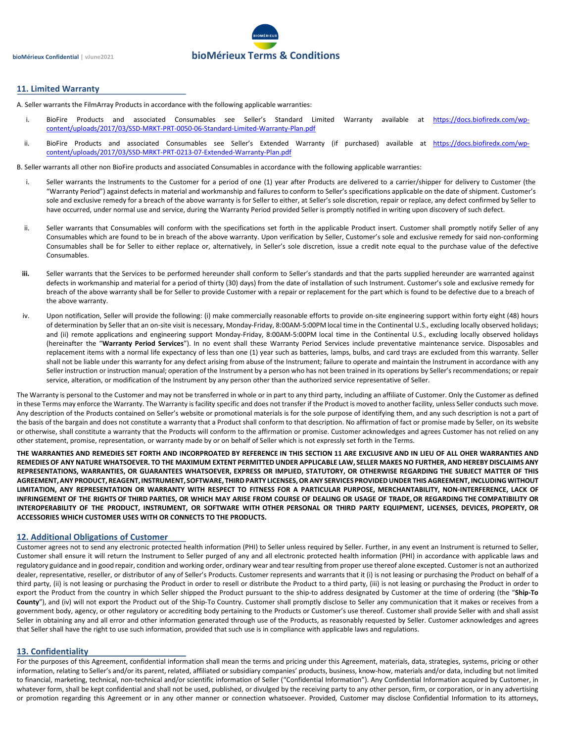## 11. Limited Warranty

A. Seller warrants the FilmArray Products in accordance with the following applicable warranties:

i. BioFire Products and associated Consumables see Seller's Standard Limited Warranty available at https://docs.biofiredx.com/wp-content/uploads/2017/03/SSD-MRKT-PRT-0050-06-Standard-Limited-Warranty-Plan.pdf

ii. BioFire Products and associated Consumables see Seller's Extended Warranty (if purchased) available at https://docs.biofiredx.com/wp-content/uploads/2017/03/SSD-MRKT-PRT-0213-07-Extended-Warranty-Plan.pdf

B. Seller warrants all other non BioFire products and associated Consumables in accordance with the following applicable warranties:

i. Seller warrants the Instruments to the Customer for a period of one (1) year after Products are delivered to a carrier/shipper for delivery to Customer (the "Warranty Period") against defects in material and workmanship and failures to conform to Seller's specifications applicable on the date of shipment. Customer's sole and exclusive remedy for a breach of the above warranty is for Seller to either, at Seller's sole discretion, repair or replace, any defect confirmed by Seller to have occurred, under normal use and service, during the Warranty Period provided Seller is promptly notified in writing upon discovery of such defect.

ii. Seller warrants that Consumables will conform with the specifications set forth in the applicable Product insert. Customer shall promptly notify Seller of any Consumables which are found to be in breach of the above warranty. Upon verification by Seller, Customer's sole and exclusive remedy for said non-conforming Consumables shall be for Seller to either replace or, alternatively, in Seller's sole discretion, issue a credit note equal to the purchase value of the defective Consumables.

**iii.** Seller warrants that the Services to be performed hereunder shall conform to Seller's standards and that the parts supplied hereunder are warranted against defects in workmanship and material for a period of thirty (30) days from the date of installation of such Instrument. Customer's sole and exclusive remedy for breach of the above warranty shall be for Seller to provide Customer with a repair or replacement for the part which is found to be defective due to a breach of the above warranty.

iv. Upon notification, Seller will provide the following: (i) make commercially reasonable efforts to provide on-site engineering support within forty eight (48) hours of determination by Seller that an on-site visit is necessary, Monday-Friday, 8:00AM-5:00PM local time in the Continental U.S., excluding locally observed holidays; and (ii) remote applications and engineering support Monday-Friday, 8:00AM-5:00PM local time in the Continental U.S., excluding locally observed holidays (hereinafter the "**Warranty Period Services**"). In no event shall these Warranty Period Services include preventative maintenance service. Disposables and replacement items with a normal life expectancy of less than one (1) year such as batteries, lamps, bulbs, and card trays are excluded from this warranty. Seller shall not be liable under this warranty for any defect arising from abuse of the Instrument; failure to operate and maintain the Instrument in accordance with any Seller instruction or instruction manual; operation of the Instrument by a person who has not been trained in its operations by Seller's recommendations; or repair service, alteration, or modification of the Instrument by any person other than the authorized service representative of Seller.

The Warranty is personal to the Customer and may not be transferred in whole or in part to any third party, including an affiliate of Customer. Only the Customer as defined in these Terms may enforce the Warranty. The Warranty is facility specific and does not transfer if the Product is moved to another facility, unless Seller conducts such move. Any description of the Products contained on Seller's website or promotional materials is for the sole purpose of identifying them, and any such description is not a part of the basis of the bargain and does not constitute a warranty that a Product shall conform to that description. No affirmation of fact or promise made by Seller, on its website or otherwise, shall constitute a warranty that the Products will conform to the affirmation or promise. Customer acknowledges and agrees Customer has not relied on any other statement, promise, representation, or warranty made by or on behalf of Seller which is not expressly set forth in the Terms.

**THE WARRANTIES AND REMEDIES SET FORTH AND INCORPROATED BY REFERENCE IN THIS SECTION 11 ARE EXCLUSIVE AND IN LIEU OF ALL OHER WARRANTIES AND REMEDIES OF ANY NATURE WHATSOEVER. TO THE MAXIMUM EXTENT PERMITTED UNDER APPLICABLE LAW, SELLER MAKES NO FURTHER, AND HEREBY DISCLAIMS ANY REPRESENTATIONS, WARRANTIES, OR GUARANTEES WHATSOEVER, EXPRESS OR IMPLIED, STATUTORY, OR OTHERWISE REGARDING THE SUBJECT MATTER OF THIS AGREEMENT, ANY PRODUCT, REAGENT, INSTRUMENT, SOFTWARE, THIRD PARTY LICENSES, OR ANY SERVICES PROVIDED UNDER THIS AGREEMENT, INCLUDING WITHOUT LIMITATION, ANY REPRESENTATION OR WARRANTY WITH RESPECT TO FITNESS FOR A PARTICULAR PURPOSE, MERCHANTABILITY, NON-INTERFERENCE, LACK OF INFRINGEMENT OF THE RIGHTS OF THIRD PARTIES, OR WHICH MAY ARISE FROM COURSE OF DEALING OR USAGE OF TRADE, OR REGARDING THE COMPATIBILITY OR INTEROPERABILITY OF THE PRODUCT, INSTRUMENT, OR SOFTWARE WITH OTHER PERSONAL OR THIRD PARTY EQUIPMENT, LICENSES, DEVICES, PROPERTY, OR ACCESSORIES WHICH CUSTOMER USES WITH OR CONNECTS TO THE PRODUCTS.**

## 12. Additional Obligations of Customer

Customer agrees not to send any electronic protected health information (PHI) to Seller unless required by Seller. Further, in any event an Instrument is returned to Seller, Customer shall ensure it will return the Instrument to Seller purged of any and all electronic protected health information (PHI) in accordance with applicable laws and regulatory guidance and in good repair, condition and working order, ordinary wear and tear resulting from proper use thereof alone excepted. Customer is not an authorized dealer, representative, reseller, or distributor of any of Seller's Products. Customer represents and warrants that it (i) is not leasing or purchasing the Product on behalf of a third party, (ii) is not leasing or purchasing the Product in order to resell or distribute the Product to a third party, (iii) is not leasing or purchasing the Product in order to export the Product from the country in which Seller shipped the Product pursuant to the ship-to address designated by Customer at the time of ordering (the "**Ship-To County**"), and (iv) will not export the Product out of the Ship-To Country. Customer shall promptly disclose to Seller any communication that it makes or receives from a government body, agency, or other regulatory or accrediting body pertaining to the Products or Customer's use thereof. Customer shall provide Seller with and shall assist Seller in obtaining any and all error and other information generated through use of the Products, as reasonably requested by Seller. Customer acknowledges and agrees that Seller shall have the right to use such information, provided that such use is in compliance with applicable laws and regulations.

## 13. Confidentiality

For the purposes of this Agreement, confidential information shall mean the terms and pricing under this Agreement, materials, data, strategies, systems, pricing or other information, relating to Seller's and/or its parent, related, affiliated or subsidiary companies' products, business, know-how, materials and/or data, including but not limited to financial, marketing, technical, non-technical and/or scientific information of Seller ("Confidential Information"). Any Confidential Information acquired by Customer, in whatever form, shall be kept confidential and shall not be used, published, or divulged by the receiving party to any other person, firm, or corporation, or in any advertising or promotion regarding this Agreement or in any other manner or connection whatsoever. Provided, Customer may disclose Confidential Information to its attorneys,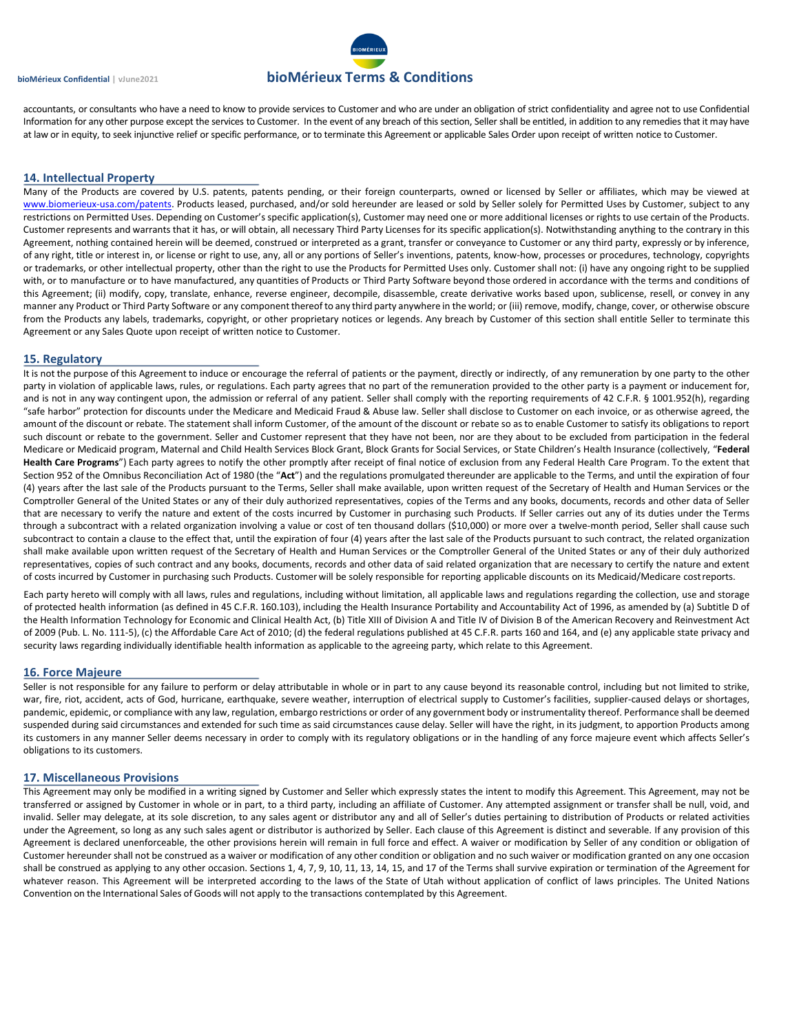accountants, or consultants who have a need to know to provide services to Customer and who are under an obligation of strict confidentiality and agree not to use Confidential Information for any other purpose except the services to Customer. In the event of any breach of this section, Seller shall be entitled, in addition to any remedies that it may have at law or in equity, to seek injunctive relief or specific performance, or to terminate this Agreement or applicable Sales Order upon receipt of written notice to Customer.

## 14. Intellectual Property

Many of the Products are covered by U.S. patents, patents pending, or their foreign counterparts, owned or licensed by Seller or affiliates, which may be viewed at www.biomerieux-usa.com/patents. Products leased, purchased, and/or sold hereunder are leased or sold by Seller solely for Permitted Uses by Customer, subject to any restrictions on Permitted Uses. Depending on Customer's specific application(s), Customer may need one or more additional licenses or rights to use certain of the Products. Customer represents and warrants that it has, or will obtain, all necessary Third Party Licenses for its specific application(s). Notwithstanding anything to the contrary in this Agreement, nothing contained herein will be deemed, construed or interpreted as a grant, transfer or conveyance to Customer or any third party, expressly or by inference, of any right, title or interest in, or license or right to use, any, all or any portions of Seller's inventions, patents, know-how, processes or procedures, technology, copyrights or trademarks, or other intellectual property, other than the right to use the Products for Permitted Uses only. Customer shall not: (i) have any ongoing right to be supplied with, or to manufacture or to have manufactured, any quantities of Products or Third Party Software beyond those ordered in accordance with the terms and conditions of this Agreement; (ii) modify, copy, translate, enhance, reverse engineer, decompile, disassemble, create derivative works based upon, sublicense, resell, or convey in any manner any Product or Third Party Software or any component thereof to any third party anywhere in the world; or (iii) remove, modify, change, cover, or otherwise obscure from the Products any labels, trademarks, copyright, or other proprietary notices or legends. Any breach by Customer of this section shall entitle Seller to terminate this Agreement or any Sales Quote upon receipt of written notice to Customer.

## 15. Regulatory

It is not the purpose of this Agreement to induce or encourage the referral of patients or the payment, directly or indirectly, of any remuneration by one party to the other party in violation of applicable laws, rules, or regulations. Each party agrees that no part of the remuneration provided to the other party is a payment or inducement for, and is not in any way contingent upon, the admission or referral of any patient. Seller shall comply with the reporting requirements of 42 C.F.R. § 1001.952(h), regarding "safe harbor" protection for discounts under the Medicare and Medicaid Fraud & Abuse law. Seller shall disclose to Customer on each invoice, or as otherwise agreed, the amount of the discount or rebate. The statement shall inform Customer, of the amount of the discount or rebate so as to enable Customer to satisfy its obligations to report such discount or rebate to the government. Seller and Customer represent that they have not been, nor are they about to be excluded from participation in the federal Medicare or Medicaid program, Maternal and Child Health Services Block Grant, Block Grants for Social Services, or State Children's Health Insurance (collectively, "**Federal Health Care Programs**") Each party agrees to notify the other promptly after receipt of final notice of exclusion from any Federal Health Care Program. To the extent that Section 952 of the Omnibus Reconciliation Act of 1980 (the "**Act**") and the regulations promulgated thereunder are applicable to the Terms, and until the expiration of four (4) years after the last sale of the Products pursuant to the Terms, Seller shall make available, upon written request of the Secretary of Health and Human Services or the Comptroller General of the United States or any of their duly authorized representatives, copies of the Terms and any books, documents, records and other data of Seller that are necessary to verify the nature and extent of the costs incurred by Customer in purchasing such Products. If Seller carries out any of its duties under the Terms through a subcontract with a related organization involving a value or cost of ten thousand dollars ($10,000) or more over a twelve-month period, Seller shall cause such subcontract to contain a clause to the effect that, until the expiration of four (4) years after the last sale of the Products pursuant to such contract, the related organization shall make available upon written request of the Secretary of Health and Human Services or the Comptroller General of the United States or any of their duly authorized representatives, copies of such contract and any books, documents, records and other data of said related organization that are necessary to certify the nature and extent of costs incurred by Customer in purchasing such Products. Customer will be solely responsible for reporting applicable discounts on its Medicaid/Medicare cost reports.

Each party hereto will comply with all laws, rules and regulations, including without limitation, all applicable laws and regulations regarding the collection, use and storage of protected health information (as defined in 45 C.F.R. 160.103), including the Health Insurance Portability and Accountability Act of 1996, as amended by (a) Subtitle D of the Health Information Technology for Economic and Clinical Health Act, (b) Title XIII of Division A and Title IV of Division B of the American Recovery and Reinvestment Act of 2009 (Pub. L. No. 111-5), (c) the Affordable Care Act of 2010; (d) the federal regulations published at 45 C.F.R. parts 160 and 164, and (e) any applicable state privacy and security laws regarding individually identifiable health information as applicable to the agreeing party, which relate to this Agreement.

## 16. Force Majeure

Seller is not responsible for any failure to perform or delay attributable in whole or in part to any cause beyond its reasonable control, including but not limited to strike, war, fire, riot, accident, acts of God, hurricane, earthquake, severe weather, interruption of electrical supply to Customer's facilities, supplier-caused delays or shortages, pandemic, epidemic, or compliance with any law, regulation, embargo restrictions or order of any government body or instrumentality thereof. Performance shall be deemed suspended during said circumstances and extended for such time as said circumstances cause delay. Seller will have the right, in its judgment, to apportion Products among its customers in any manner Seller deems necessary in order to comply with its regulatory obligations or in the handling of any force majeure event which affects Seller's obligations to its customers.

## 17. Miscellaneous Provisions

This Agreement may only be modified in a writing signed by Customer and Seller which expressly states the intent to modify this Agreement. This Agreement, may not be transferred or assigned by Customer in whole or in part, to a third party, including an affiliate of Customer. Any attempted assignment or transfer shall be null, void, and invalid. Seller may delegate, at its sole discretion, to any sales agent or distributor any and all of Seller's duties pertaining to distribution of Products or related activities under the Agreement, so long as any such sales agent or distributor is authorized by Seller. Each clause of this Agreement is distinct and severable. If any provision of this Agreement is declared unenforceable, the other provisions herein will remain in full force and effect. A waiver or modification by Seller of any condition or obligation of Customer hereunder shall not be construed as a waiver or modification of any other condition or obligation and no such waiver or modification granted on any one occasion shall be construed as applying to any other occasion. Sections 1, 4, 7, 9, 10, 11, 13, 14, 15, and 17 of the Terms shall survive expiration or termination of the Agreement for whatever reason. This Agreement will be interpreted according to the laws of the State of Utah without application of conflict of laws principles. The United Nations Convention on the International Sales of Goods will not apply to the transactions contemplated by this Agreement.